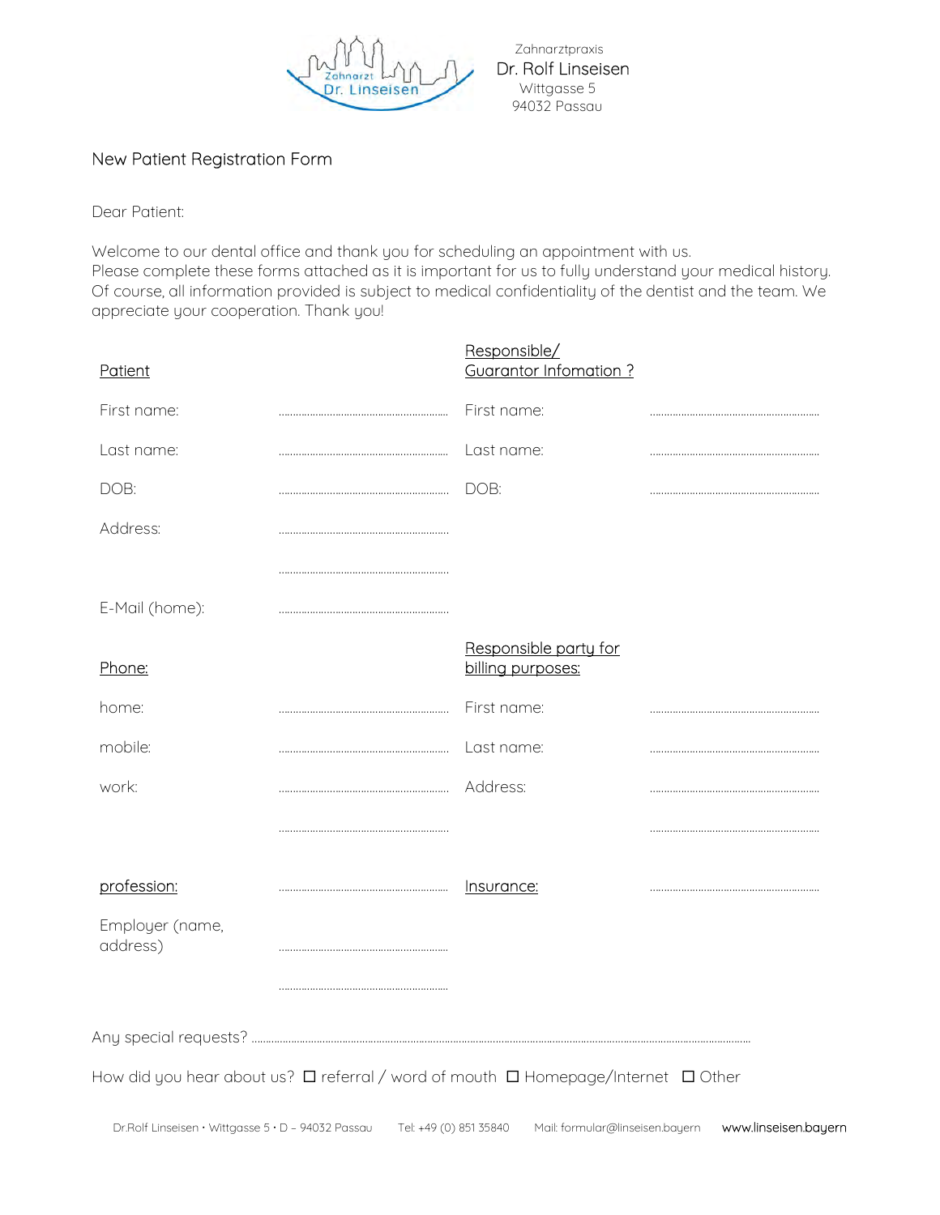Zahnarztpraxis
Dr. Rolf Linseisen
Wittgasse 5
94032 Passau

# New Patient Registration Form

Dear Patient:

Welcome to our dental office and thank you for scheduling an appointment with us.
Please complete these forms attached as it is important for us to fully understand your medical history. Of course, all information provided is subject to medical confidentiality of the dentist and the team. We appreciate your cooperation. Thank you!

| Patient | | Responsible/ Guarantor Infomation ? | |
|---|---|---|---|
| First name: | ..................... | First name: | ..................... |
| Last name: | ..................... | Last name: | ..................... |
| DOB: | ..................... | DOB: | ..................... |
| Address: | ..................... | | |
| | ..................... | | |
| E-Mail (home): | ..................... | | |
| **Phone:** | | **Responsible party for billing purposes:** | |
| home: | ..................... | First name: | ..................... |
| mobile: | ..................... | Last name: | ..................... |
| work: | ..................... | Address: | ..................... |
| | ..................... | | ..................... |
| **profession:** | ..................... | **Insurance:** | ..................... |
| Employer (name, address) | ..................... | | |
| | ..................... | | |

Any special requests? ..........................................................................................

How did you hear about us? ☐ referral / word of mouth ☐ Homepage/Internet ☐ Other

Dr.Rolf Linseisen • Wittgasse 5 • D – 94032 Passau Tel: +49 (0) 851 35840 Mail: formular@linseisen.bayern www.linseisen.bayern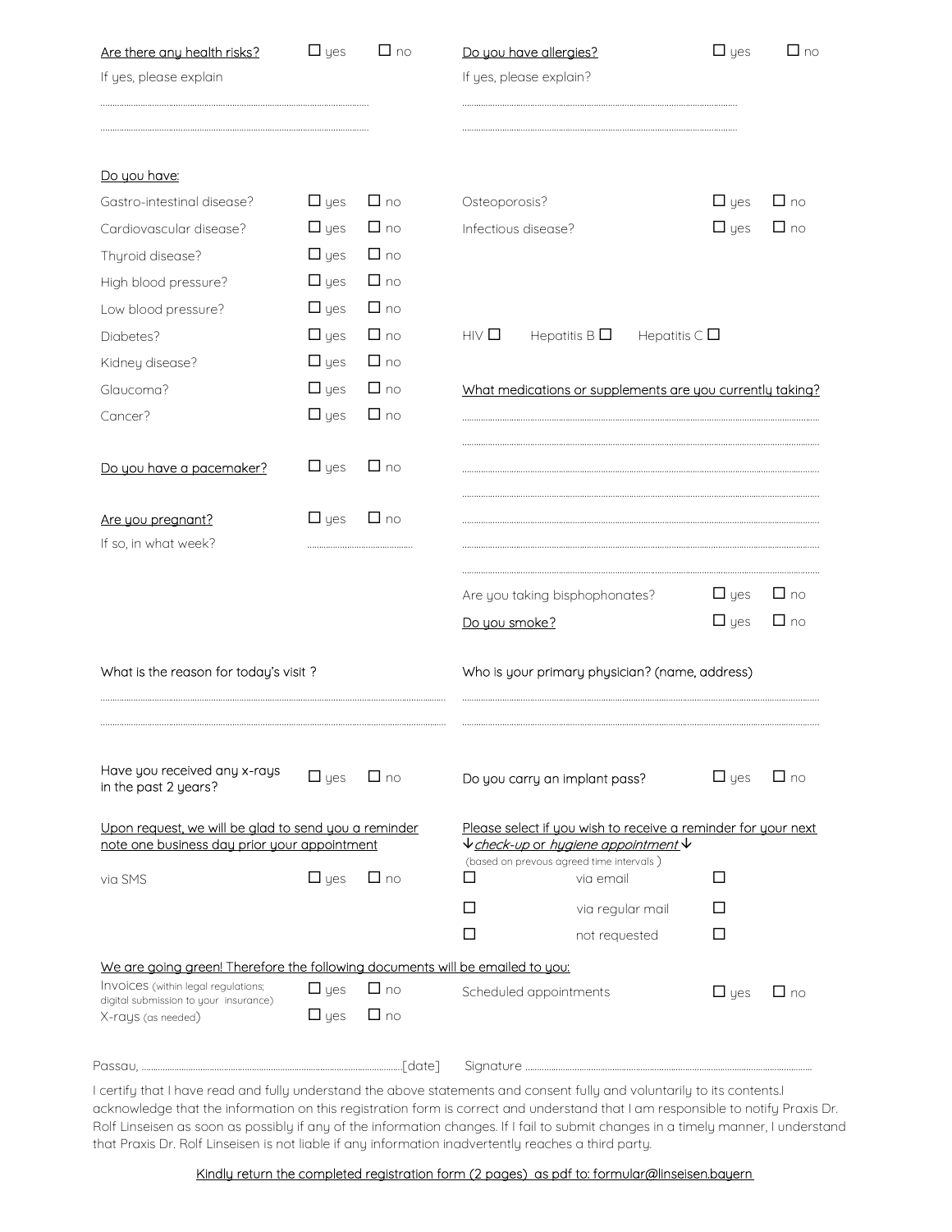<u>Are there any health risks?</u> ☐ yes ☐ no

If yes, please explain

..................................................................................................

..................................................................................................

<u>Do you have allergies?</u> ☐ yes ☐ no

If yes, please explain?

..................................................................................................

..................................................................................................

<u>Do you have:</u>

| | | |
|---|---|---|
| Gastro-intestinal disease? | ☐ yes | ☐ no |
| Cardiovascular disease? | ☐ yes | ☐ no |
| Thyroid disease? | ☐ yes | ☐ no |
| High blood pressure? | ☐ yes | ☐ no |
| Low blood pressure? | ☐ yes | ☐ no |
| Diabetes? | ☐ yes | ☐ no |
| Kidney disease? | ☐ yes | ☐ no |
| Glaucoma? | ☐ yes | ☐ no |
| Cancer? | ☐ yes | ☐ no |
| Osteoporosis? | ☐ yes | ☐ no |
| Infectious disease? | ☐ yes | ☐ no |

HIV ☐ Hepatitis B ☐ Hepatitis C ☐

<u>Do you have a pacemaker?</u> ☐ yes ☐ no

<u>Are you pregnant?</u> ☐ yes ☐ no

If so, in what week? ..........................................

<u>What medications or supplements are you currently taking?</u>

..................................................................................................

..................................................................................................

..................................................................................................

..................................................................................................

..................................................................................................

..................................................................................................

..................................................................................................

Are you taking bisphophonates? ☐ yes ☐ no

<u>Do you smoke?</u> ☐ yes ☐ no

What is the reason for today's visit ?

..................................................................................................

..................................................................................................

Who is your primary physician? (name, address)

..................................................................................................

..................................................................................................

Have you received any x-rays in the past 2 years? ☐ yes ☐ no

Do you carry an implant pass? ☐ yes ☐ no

<u>Upon request, we will be glad to send you a reminder note one business day prior your appointment</u>

via SMS ☐ yes ☐ no

<u>Please select if you wish to receive a reminder for your next</u>
↓*check-up* or *hygiene appointment*↓
(based on prevous agreed time intervals )

| | | |
|---|---|---|
| ☐ | via email | ☐ |
| ☐ | via regular mail | ☐ |
| ☐ | not requested | ☐ |

<u>We are going green! Therefore the following documents will be emailed to you:</u>

Invoices (within legal regulations; digital submission to your insurance) ☐ yes ☐ no

X-rays (as needed) ☐ yes ☐ no

Scheduled appointments ☐ yes ☐ no

Passau, ..................................................................[date] Signature ..................................................................

I certify that I have read and fully understand the above statements and consent fully and voluntarily to its contents.I acknowledge that the information on this registration form is correct and understand that I am responsible to notify Praxis Dr. Rolf Linseisen as soon as possibly if any of the information changes. If I fail to submit changes in a timely manner, I understand that Praxis Dr. Rolf Linseisen is not liable if any information inadvertently reaches a third party.

<u>Kindly return the completed registration form (2 pages) as pdf to: formular@linseisen.bayern</u>